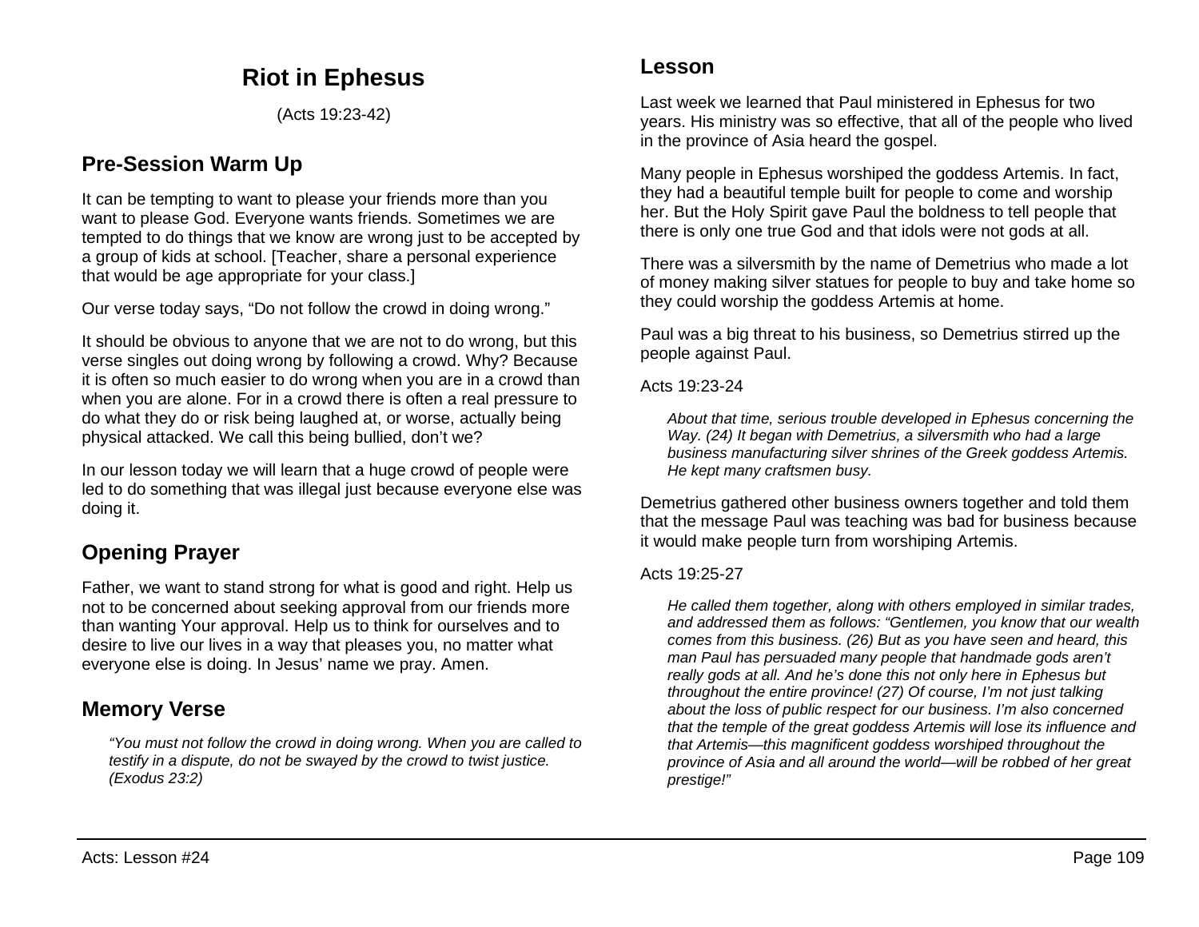# Riot in Ephesus

(Acts 19:23-42)

## Pre-Session Warm Up

It can be tempting to want to please your friends more than you want to please God. Everyone wants friends. Sometimes we are tempted to do things that we know are wrong just to be accepted by a group of kids at school. [Teacher, share a personal experience that would be age appropriate for your class.]

Our verse today says, "Do not follow the crowd in doing wrong."

It should be obvious to anyone that we are not to do wrong, but this verse singles out doing wrong by following a crowd. Why? Because it is often so much easier to do wrong when you are in a crowd than when you are alone. For in a crowd there is often a real pressure to do what they do or risk being laughed at, or worse, actually being physical attacked. We call this being bullied, don't we?

In our lesson today we will learn that a huge crowd of people were led to do something that was illegal just because everyone else was doing it.

## Opening Prayer

Father, we want to stand strong for what is good and right. Help us not to be concerned about seeking approval from our friends more than wanting Your approval. Help us to think for ourselves and to desire to live our lives in a way that pleases you, no matter what everyone else is doing. In Jesus' name we pray. Amen.

## Memory Verse

> *"You must not follow the crowd in doing wrong. When you are called to testify in a dispute, do not be swayed by the crowd to twist justice. (Exodus 23:2)*

## Lesson

Last week we learned that Paul ministered in Ephesus for two years. His ministry was so effective, that all of the people who lived in the province of Asia heard the gospel.

Many people in Ephesus worshiped the goddess Artemis. In fact, they had a beautiful temple built for people to come and worship her. But the Holy Spirit gave Paul the boldness to tell people that there is only one true God and that idols were not gods at all.

There was a silversmith by the name of Demetrius who made a lot of money making silver statues for people to buy and take home so they could worship the goddess Artemis at home.

Paul was a big threat to his business, so Demetrius stirred up the people against Paul.

Acts 19:23-24

> *About that time, serious trouble developed in Ephesus concerning the Way. (24) It began with Demetrius, a silversmith who had a large business manufacturing silver shrines of the Greek goddess Artemis. He kept many craftsmen busy.*

Demetrius gathered other business owners together and told them that the message Paul was teaching was bad for business because it would make people turn from worshiping Artemis.

Acts 19:25-27

> *He called them together, along with others employed in similar trades, and addressed them as follows: "Gentlemen, you know that our wealth comes from this business. (26) But as you have seen and heard, this man Paul has persuaded many people that handmade gods aren't really gods at all. And he's done this not only here in Ephesus but throughout the entire province! (27) Of course, I'm not just talking about the loss of public respect for our business. I'm also concerned that the temple of the great goddess Artemis will lose its influence and that Artemis—this magnificent goddess worshiped throughout the province of Asia and all around the world—will be robbed of her great prestige!"*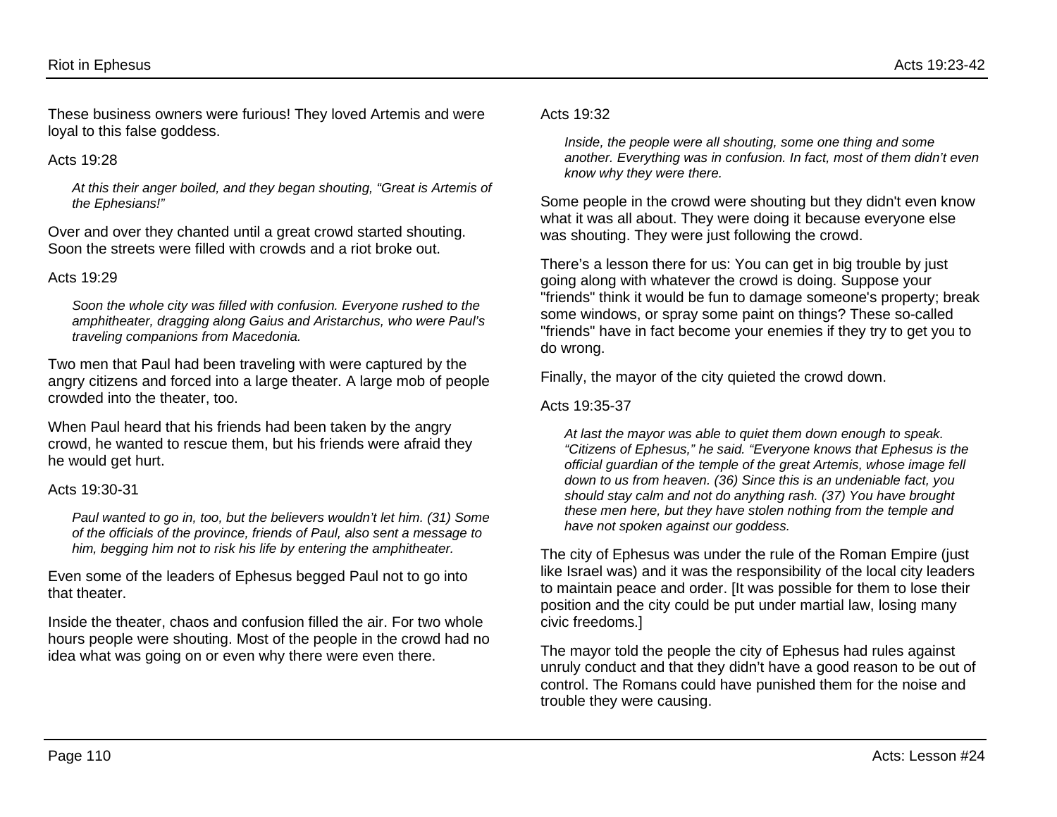These business owners were furious! They loved Artemis and were loyal to this false goddess.

Acts 19:28

> *At this their anger boiled, and they began shouting, “Great is Artemis of the Ephesians!”*

Over and over they chanted until a great crowd started shouting. Soon the streets were filled with crowds and a riot broke out.

Acts 19:29

> *Soon the whole city was filled with confusion. Everyone rushed to the amphitheater, dragging along Gaius and Aristarchus, who were Paul’s traveling companions from Macedonia.*

Two men that Paul had been traveling with were captured by the angry citizens and forced into a large theater. A large mob of people crowded into the theater, too.

When Paul heard that his friends had been taken by the angry crowd, he wanted to rescue them, but his friends were afraid they he would get hurt.

Acts 19:30-31

> *Paul wanted to go in, too, but the believers wouldn’t let him. (31) Some of the officials of the province, friends of Paul, also sent a message to him, begging him not to risk his life by entering the amphitheater.*

Even some of the leaders of Ephesus begged Paul not to go into that theater.

Inside the theater, chaos and confusion filled the air. For two whole hours people were shouting. Most of the people in the crowd had no idea what was going on or even why there were even there.

Acts 19:32

> *Inside, the people were all shouting, some one thing and some another. Everything was in confusion. In fact, most of them didn’t even know why they were there.*

Some people in the crowd were shouting but they didn't even know what it was all about. They were doing it because everyone else was shouting. They were just following the crowd.

There’s a lesson there for us: You can get in big trouble by just going along with whatever the crowd is doing. Suppose your "friends" think it would be fun to damage someone's property; break some windows, or spray some paint on things? These so-called "friends" have in fact become your enemies if they try to get you to do wrong.

Finally, the mayor of the city quieted the crowd down.

Acts 19:35-37

> *At last the mayor was able to quiet them down enough to speak. “Citizens of Ephesus,” he said. “Everyone knows that Ephesus is the official guardian of the temple of the great Artemis, whose image fell down to us from heaven. (36) Since this is an undeniable fact, you should stay calm and not do anything rash. (37) You have brought these men here, but they have stolen nothing from the temple and have not spoken against our goddess.*

The city of Ephesus was under the rule of the Roman Empire (just like Israel was) and it was the responsibility of the local city leaders to maintain peace and order. [It was possible for them to lose their position and the city could be put under martial law, losing many civic freedoms.]

The mayor told the people the city of Ephesus had rules against unruly conduct and that they didn’t have a good reason to be out of control. The Romans could have punished them for the noise and trouble they were causing.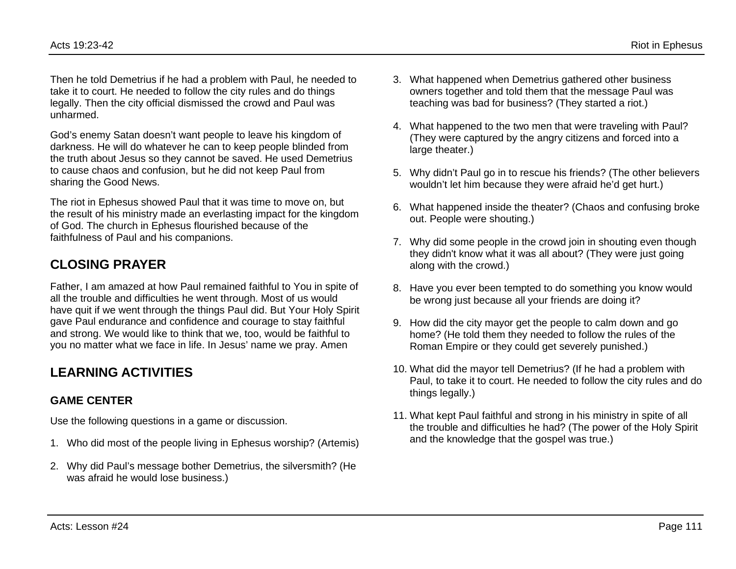Then he told Demetrius if he had a problem with Paul, he needed to take it to court. He needed to follow the city rules and do things legally. Then the city official dismissed the crowd and Paul was unharmed.

God's enemy Satan doesn't want people to leave his kingdom of darkness. He will do whatever he can to keep people blinded from the truth about Jesus so they cannot be saved. He used Demetrius to cause chaos and confusion, but he did not keep Paul from sharing the Good News.

The riot in Ephesus showed Paul that it was time to move on, but the result of his ministry made an everlasting impact for the kingdom of God. The church in Ephesus flourished because of the faithfulness of Paul and his companions.

## CLOSING PRAYER

Father, I am amazed at how Paul remained faithful to You in spite of all the trouble and difficulties he went through. Most of us would have quit if we went through the things Paul did. But Your Holy Spirit gave Paul endurance and confidence and courage to stay faithful and strong. We would like to think that we, too, would be faithful to you no matter what we face in life. In Jesus' name we pray. Amen

## LEARNING ACTIVITIES

### GAME CENTER

Use the following questions in a game or discussion.

1. Who did most of the people living in Ephesus worship? (Artemis)
2. Why did Paul's message bother Demetrius, the silversmith? (He was afraid he would lose business.)
3. What happened when Demetrius gathered other business owners together and told them that the message Paul was teaching was bad for business? (They started a riot.)
4. What happened to the two men that were traveling with Paul? (They were captured by the angry citizens and forced into a large theater.)
5. Why didn't Paul go in to rescue his friends? (The other believers wouldn't let him because they were afraid he'd get hurt.)
6. What happened inside the theater? (Chaos and confusing broke out. People were shouting.)
7. Why did some people in the crowd join in shouting even though they didn't know what it was all about? (They were just going along with the crowd.)
8. Have you ever been tempted to do something you know would be wrong just because all your friends are doing it?
9. How did the city mayor get the people to calm down and go home? (He told them they needed to follow the rules of the Roman Empire or they could get severely punished.)
10. What did the mayor tell Demetrius? (If he had a problem with Paul, to take it to court. He needed to follow the city rules and do things legally.)
11. What kept Paul faithful and strong in his ministry in spite of all the trouble and difficulties he had? (The power of the Holy Spirit and the knowledge that the gospel was true.)